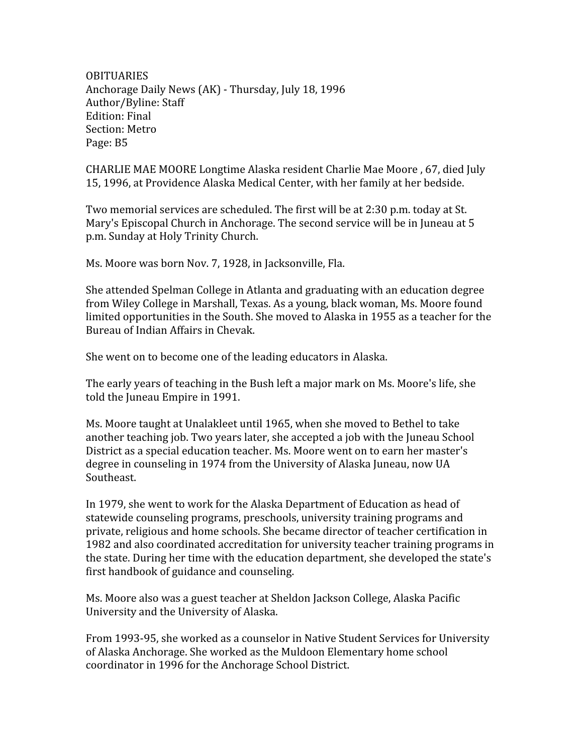OBITUARIES
Anchorage Daily News (AK) - Thursday, July 18, 1996
Author/Byline: Staff
Edition: Final
Section: Metro
Page: B5

CHARLIE MAE MOORE Longtime Alaska resident Charlie Mae Moore , 67, died July 15, 1996, at Providence Alaska Medical Center, with her family at her bedside.

Two memorial services are scheduled. The first will be at 2:30 p.m. today at St. Mary's Episcopal Church in Anchorage. The second service will be in Juneau at 5 p.m. Sunday at Holy Trinity Church.

Ms. Moore was born Nov. 7, 1928, in Jacksonville, Fla.

She attended Spelman College in Atlanta and graduating with an education degree from Wiley College in Marshall, Texas. As a young, black woman, Ms. Moore found limited opportunities in the South. She moved to Alaska in 1955 as a teacher for the Bureau of Indian Affairs in Chevak.

She went on to become one of the leading educators in Alaska.

The early years of teaching in the Bush left a major mark on Ms. Moore's life, she told the Juneau Empire in 1991.

Ms. Moore taught at Unalakleet until 1965, when she moved to Bethel to take another teaching job. Two years later, she accepted a job with the Juneau School District as a special education teacher. Ms. Moore went on to earn her master's degree in counseling in 1974 from the University of Alaska Juneau, now UA Southeast.

In 1979, she went to work for the Alaska Department of Education as head of statewide counseling programs, preschools, university training programs and private, religious and home schools. She became director of teacher certification in 1982 and also coordinated accreditation for university teacher training programs in the state. During her time with the education department, she developed the state's first handbook of guidance and counseling.

Ms. Moore also was a guest teacher at Sheldon Jackson College, Alaska Pacific University and the University of Alaska.

From 1993-95, she worked as a counselor in Native Student Services for University of Alaska Anchorage. She worked as the Muldoon Elementary home school coordinator in 1996 for the Anchorage School District.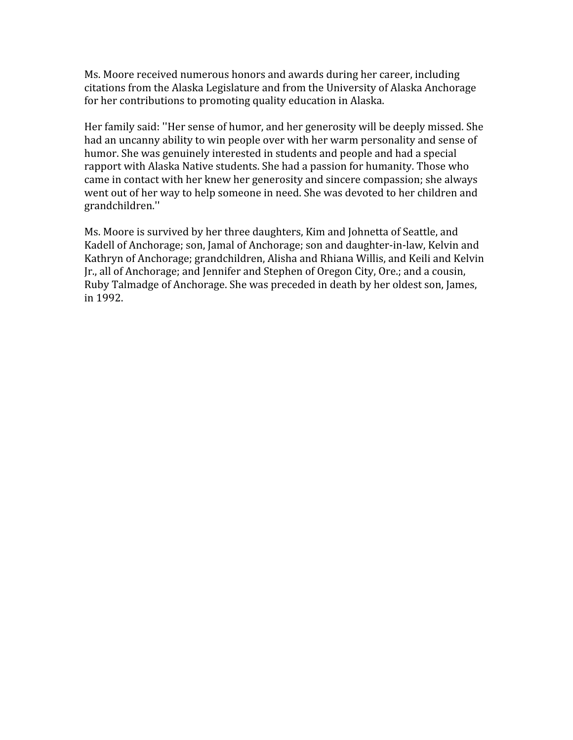Ms. Moore received numerous honors and awards during her career, including citations from the Alaska Legislature and from the University of Alaska Anchorage for her contributions to promoting quality education in Alaska.

Her family said: ''Her sense of humor, and her generosity will be deeply missed. She had an uncanny ability to win people over with her warm personality and sense of humor. She was genuinely interested in students and people and had a special rapport with Alaska Native students. She had a passion for humanity. Those who came in contact with her knew her generosity and sincere compassion; she always went out of her way to help someone in need. She was devoted to her children and grandchildren.''

Ms. Moore is survived by her three daughters, Kim and Johnetta of Seattle, and Kadell of Anchorage; son, Jamal of Anchorage; son and daughter-in-law, Kelvin and Kathryn of Anchorage; grandchildren, Alisha and Rhiana Willis, and Keili and Kelvin Jr., all of Anchorage; and Jennifer and Stephen of Oregon City, Ore.; and a cousin, Ruby Talmadge of Anchorage. She was preceded in death by her oldest son, James, in 1992.